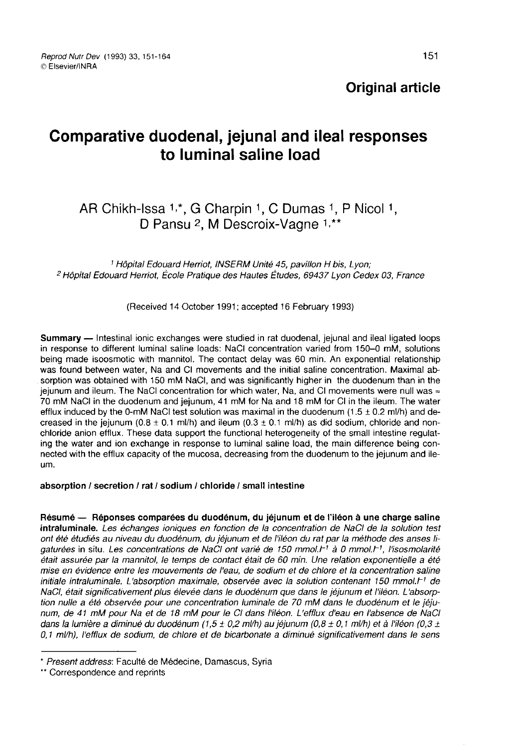**Original article**

# Comparative duodenal, jejunal and ileal responses to luminal saline load

AR Chikh-Issa [1,*], G Charpin [1], C Dumas [1], P Nicol [1], D Pansu [2], M Descroix-Vagne [1,**]

[1] *Hôpital Edouard Herriot, INSERM Unité 45, pavillon H bis, Lyon;*
[2] *Hôpital Edouard Herriot, École Pratique des Hautes Études, 69437 Lyon Cedex 03, France*

(Received 14 October 1991; accepted 16 February 1993)

**Summary** — Intestinal ionic exchanges were studied in rat duodenal, jejunal and ileal ligated loops in response to different luminal saline loads: NaCl concentration varied from 150–0 mM, solutions being made isoosmotic with mannitol. The contact delay was 60 min. An exponential relationship was found between water, Na and Cl movements and the initial saline concentration. Maximal absorption was obtained with 150 mM NaCl, and was significantly higher in the duodenum than in the jejunum and ileum. The NaCl concentration for which water, Na, and Cl movements were null was ≈ 70 mM NaCl in the duodenum and jejunum, 41 mM for Na and 18 mM for Cl in the ileum. The water efflux induced by the 0-mM NaCl test solution was maximal in the duodenum (1.5 ± 0.2 ml/h) and decreased in the jejunum (0.8 ± 0.1 ml/h) and ileum (0.3 ± 0.1 ml/h) as did sodium, chloride and non-chloride anion efflux. These data support the functional heterogeneity of the small intestine regulating the water and ion exchange in response to luminal saline load, the main difference being connected with the efflux capacity of the mucosa, decreasing from the duodenum to the jejunum and ileum.

**absorption / secretion / rat / sodium / chloride / small intestine**

**Résumé — Réponses comparées du duodénum, du jéjunum et de l'iléon à une charge saline intraluminale.** *Les échanges ioniques en fonction de la concentration de NaCl de la solution test ont été étudiés au niveau du duodénum, du jéjunum et de l'iléon du rat par la méthode des anses ligaturées* in situ. *Les concentrations de NaCl ont varié de 150 mmol.l$^{-1}$ à 0 mmol.l$^{-1}$, l'isosmolarité était assurée par la mannitol, le temps de contact était de 60 min. Une relation exponentielle a été mise en évidence entre les mouvements de l'eau, de sodium et de chlore et la concentration saline initiale intraluminale. L'absorption maximale, observée avec la solution contenant 150 mmol.l$^{-1}$ de NaCl, était significativement plus élevée dans le duodénum que dans le jéjunum et l'iléon. L'absorption nulle a été observée pour une concentration luminale de 70 mM dans le duodénum et le jéjunum, de 41 mM pour Na et de 18 mM pour le Cl dans l'iléon. L'efflux d'eau en l'absence de NaCl dans la lumière a diminué du duodénum (1,5 ± 0,2 ml/h) au jéjunum (0,8 ± 0,1 ml/h) et à l'iléon (0,3 ± 0,1 ml/h), l'efflux de sodium, de chlore et de bicarbonate a diminué significativement dans le sens*

---

\* *Present address*: Faculté de Médecine, Damascus, Syria

\*\* Correspondence and reprints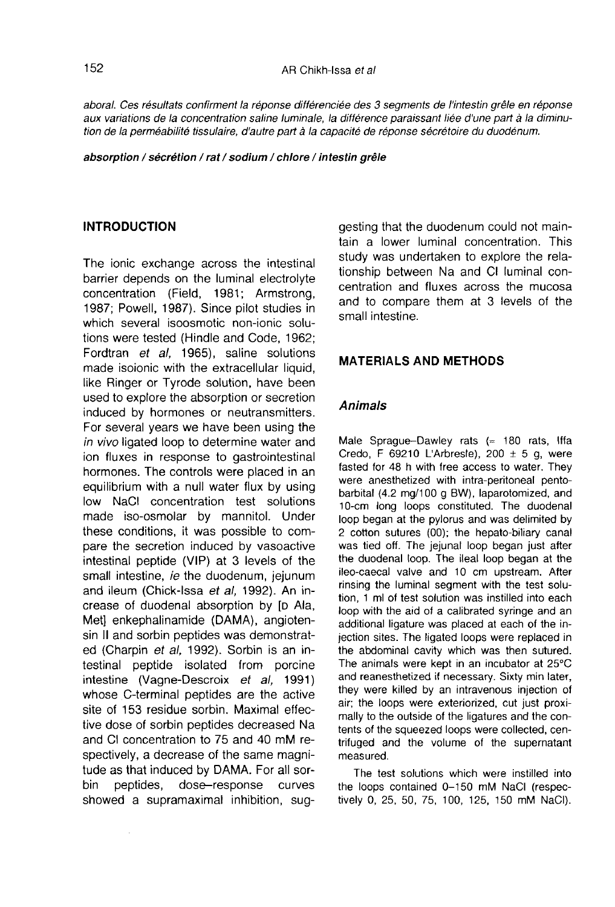*aboral. Ces résultats confirment la réponse différenciée des 3 segments de l'intestin grêle en réponse aux variations de la concentration saline luminale, la différence paraissant liée d'une part à la diminution de la perméabilité tissulaire, d'autre part à la capacité de réponse sécrétoire du duodénum.*

***absorption / sécrétion / rat / sodium / chlore / intestin grêle***

## INTRODUCTION

The ionic exchange across the intestinal barrier depends on the luminal electrolyte concentration (Field, 1981; Armstrong, 1987; Powell, 1987). Since pilot studies in which several isoosmotic non-ionic solutions were tested (Hindle and Code, 1962; Fordtran *et al*, 1965), saline solutions made isoionic with the extracellular liquid, like Ringer or Tyrode solution, have been used to explore the absorption or secretion induced by hormones or neutransmitters. For several years we have been using the *in vivo* ligated loop to determine water and ion fluxes in response to gastrointestinal hormones. The controls were placed in an equilibrium with a null water flux by using low NaCl concentration test solutions made iso-osmolar by mannitol. Under these conditions, it was possible to compare the secretion induced by vasoactive intestinal peptide (VIP) at 3 levels of the small intestine, *ie* the duodenum, jejunum and ileum (Chick-Issa *et al*, 1992). An increase of duodenal absorption by [D Ala, Met] enkephalinamide (DAMA), angiotensin II and sorbin peptides was demonstrated (Charpin *et al*, 1992). Sorbin is an intestinal peptide isolated from porcine intestine (Vagne-Descroix *et al*, 1991) whose C-terminal peptides are the active site of 153 residue sorbin. Maximal effective dose of sorbin peptides decreased Na and Cl concentration to 75 and 40 mM respectively, a decrease of the same magnitude as that induced by DAMA. For all sorbin peptides, dose–response curves showed a supramaximal inhibition, suggesting that the duodenum could not maintain a lower luminal concentration. This study was undertaken to explore the relationship between Na and Cl luminal concentration and fluxes across the mucosa and to compare them at 3 levels of the small intestine.

## MATERIALS AND METHODS

### *Animals*

Male Sprague–Dawley rats (≈ 180 rats, Iffa Credo, F 69210 L'Arbresle), 200 ± 5 g, were fasted for 48 h with free access to water. They were anesthetized with intra-peritoneal pentobarbital (4.2 mg/100 g BW), laparotomized, and 10-cm long loops constituted. The duodenal loop began at the pylorus and was delimited by 2 cotton sutures (00); the hepato-biliary canal was tied off. The jejunal loop began just after the duodenal loop. The ileal loop began at the ileo-caecal valve and 10 cm upstream. After rinsing the luminal segment with the test solution, 1 ml of test solution was instilled into each loop with the aid of a calibrated syringe and an additional ligature was placed at each of the injection sites. The ligated loops were replaced in the abdominal cavity which was then sutured. The animals were kept in an incubator at 25°C and reanesthetized if necessary. Sixty min later, they were killed by an intravenous injection of air; the loops were exteriorized, cut just proximally to the outside of the ligatures and the contents of the squeezed loops were collected, centrifuged and the volume of the supernatant measured.

The test solutions which were instilled into the loops contained 0–150 mM NaCl (respectively 0, 25, 50, 75, 100, 125, 150 mM NaCl).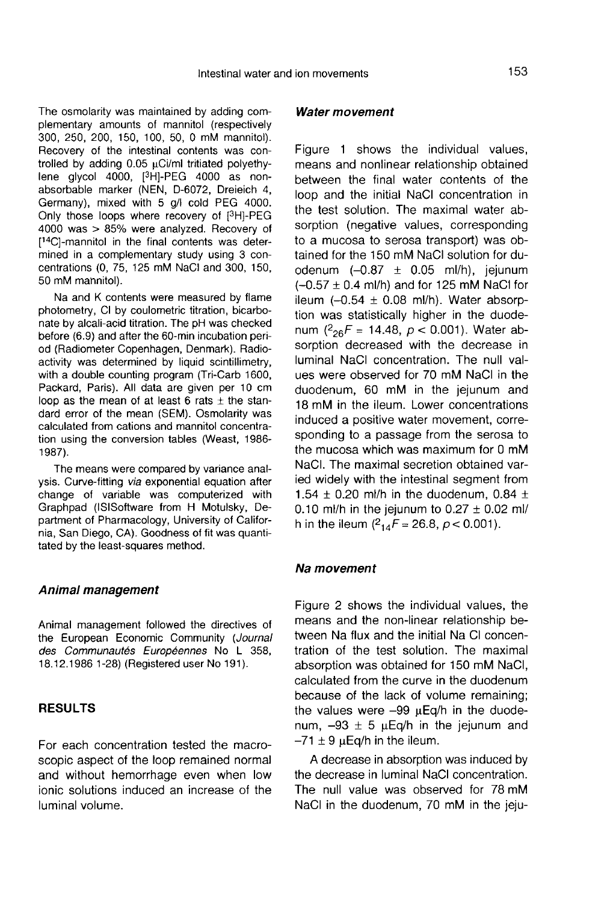The osmolarity was maintained by adding complementary amounts of mannitol (respectively 300, 250, 200, 150, 100, 50, 0 mM mannitol). Recovery of the intestinal contents was controlled by adding 0.05 µCi/ml tritiated polyethylene glycol 4000, [$^3$H]-PEG 4000 as nonabsorbable marker (NEN, D-6072, Dreieich 4, Germany), mixed with 5 g/l cold PEG 4000. Only those loops where recovery of [$^3$H]-PEG 4000 was > 85% were analyzed. Recovery of [$^{14}$C]-mannitol in the final contents was determined in a complementary study using 3 concentrations (0, 75, 125 mM NaCl and 300, 150, 50 mM mannitol).

Na and K contents were measured by flame photometry, Cl by coulometric titration, bicarbonate by alcali-acid titration. The pH was checked before (6.9) and after the 60-min incubation period (Radiometer Copenhagen, Denmark). Radioactivity was determined by liquid scintillimetry, with a double counting program (Tri-Carb 1600, Packard, Paris). All data are given per 10 cm loop as the mean of at least 6 rats ± the standard error of the mean (SEM). Osmolarity was calculated from cations and mannitol concentration using the conversion tables (Weast, 1986-1987).

The means were compared by variance analysis. Curve-fitting *via* exponential equation after change of variable was computerized with Graphpad (ISISoftware from H Motulsky, Department of Pharmacology, University of California, San Diego, CA). Goodness of fit was quantitated by the least-squares method.

### *Animal management*

Animal management followed the directives of the European Economic Community (*Journal des Communautés Européennes* No L 358, 18.12.1986 1-28) (Registered user No 191).

## RESULTS

For each concentration tested the macroscopic aspect of the loop remained normal and without hemorrhage even when low ionic solutions induced an increase of the luminal volume.

### *Water movement*

Figure 1 shows the individual values, means and nonlinear relationship obtained between the final water contents of the loop and the initial NaCl concentration in the test solution. The maximal water absorption (negative values, corresponding to a mucosa to serosa transport) was obtained for the 150 mM NaCl solution for duodenum (–0.87 ± 0.05 ml/h), jejunum (–0.57 ± 0.4 ml/h) and for 125 mM NaCl for ileum (–0.54 ± 0.08 ml/h). Water absorption was statistically higher in the duodenum ($^{2}_{26}F$ = 14.48, $p < 0.001$). Water absorption decreased with the decrease in luminal NaCl concentration. The null values were observed for 70 mM NaCl in the duodenum, 60 mM in the jejunum and 18 mM in the ileum. Lower concentrations induced a positive water movement, corresponding to a passage from the serosa to the mucosa which was maximum for 0 mM NaCl. The maximal secretion obtained varied widely with the intestinal segment from 1.54 ± 0.20 ml/h in the duodenum, 0.84 ± 0.10 ml/h in the jejunum to 0.27 ± 0.02 ml/h in the ileum ($^{2}_{14}F$ = 26.8, $p < 0.001$).

### *Na movement*

Figure 2 shows the individual values, the means and the non-linear relationship between Na flux and the initial Na Cl concentration of the test solution. The maximal absorption was obtained for 150 mM NaCl, calculated from the curve in the duodenum because of the lack of volume remaining; the values were –99 µEq/h in the duodenum, –93 ± 5 µEq/h in the jejunum and –71 ± 9 µEq/h in the ileum.

A decrease in absorption was induced by the decrease in luminal NaCl concentration. The null value was observed for 78 mM NaCl in the duodenum, 70 mM in the jeju-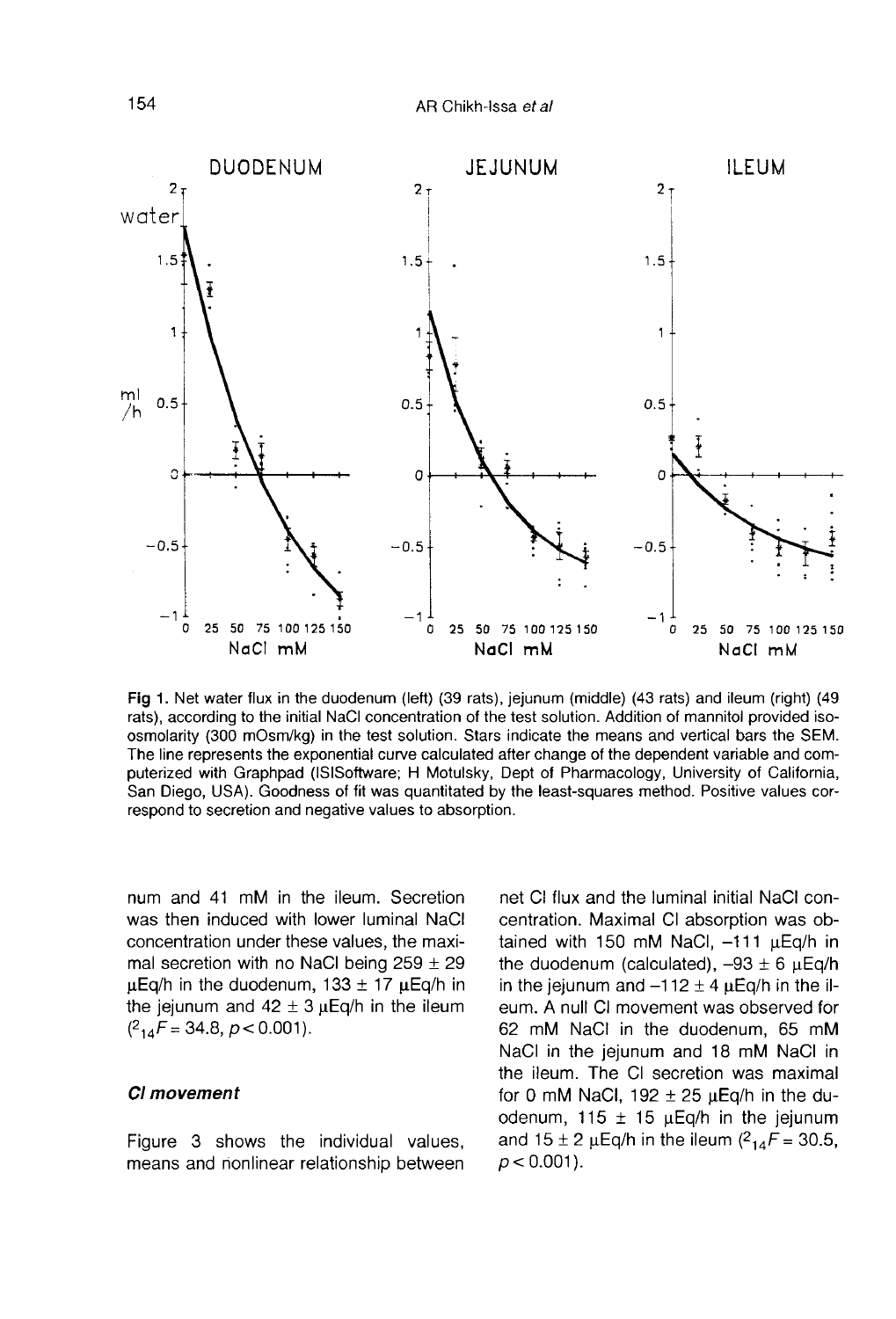Fig 1. Net water flux in the duodenum (left) (39 rats), jejunum (middle) (43 rats) and ileum (right) (49 rats), according to the initial NaCl concentration of the test solution. Addition of mannitol provided iso-osmolarity (300 mOsm/kg) in the test solution. Stars indicate the means and vertical bars the SEM. The line represents the exponential curve calculated after change of the dependent variable and computerized with Graphpad (ISISoftware; H Motulsky, Dept of Pharmacology, University of California, San Diego, USA). Goodness of fit was quantitated by the least-squares method. Positive values correspond to secretion and negative values to absorption.

num and 41 mM in the ileum. Secretion was then induced with lower luminal NaCl concentration under these values, the maximal secretion with no NaCl being 259 ± 29 μEq/h in the duodenum, 133 ± 17 μEq/h in the jejunum and 42 ± 3 μEq/h in the ileum ($^{2}{}_{14}F = 34.8$, $p < 0.001$).

### *Cl movement*

Figure 3 shows the individual values, means and nonlinear relationship between net Cl flux and the luminal initial NaCl concentration. Maximal Cl absorption was obtained with 150 mM NaCl, –111 μEq/h in the duodenum (calculated), –93 ± 6 μEq/h in the jejunum and –112 ± 4 μEq/h in the ileum. A null Cl movement was observed for 62 mM NaCl in the duodenum, 65 mM NaCl in the jejunum and 18 mM NaCl in the ileum. The Cl secretion was maximal for 0 mM NaCl, 192 ± 25 μEq/h in the duodenum, 115 ± 15 μEq/h in the jejunum and 15 ± 2 μEq/h in the ileum ($^{2}{}_{14}F = 30.5$, $p < 0.001$).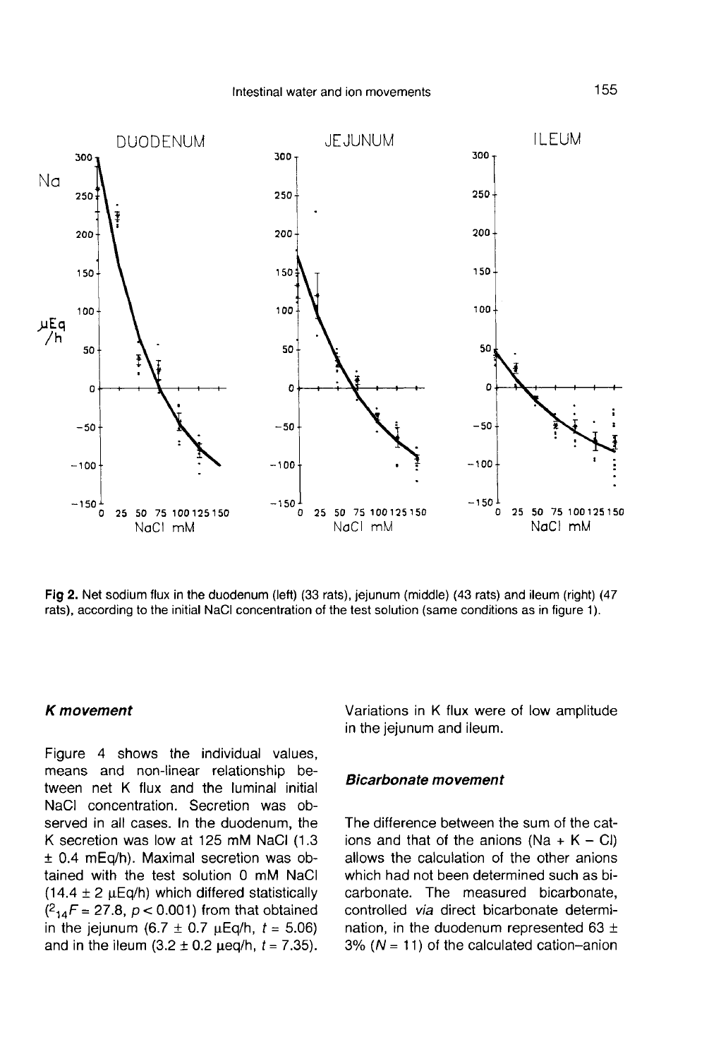**Fig 2.** Net sodium flux in the duodenum (left) (33 rats), jejunum (middle) (43 rats) and ileum (right) (47 rats), according to the initial NaCl concentration of the test solution (same conditions as in figure 1).

### *K movement*

Figure 4 shows the individual values, means and non-linear relationship between net K flux and the luminal initial NaCl concentration. Secretion was observed in all cases. In the duodenum, the K secretion was low at 125 mM NaCl (1.3 ± 0.4 mEq/h). Maximal secretion was obtained with the test solution 0 mM NaCl (14.4 ± 2 μEq/h) which differed statistically ($^{2}{}_{14}F = 27.8$, $p < 0.001$) from that obtained in the jejunum (6.7 ± 0.7 μEq/h, $t = 5.06$) and in the ileum (3.2 ± 0.2 μeq/h, $t = 7.35$). Variations in K flux were of low amplitude in the jejunum and ileum.

### *Bicarbonate movement*

The difference between the sum of the cations and that of the anions (Na + K – Cl) allows the calculation of the other anions which had not been determined such as bicarbonate. The measured bicarbonate, controlled *via* direct bicarbonate determination, in the duodenum represented 63 ± 3% ($N = 11$) of the calculated cation–anion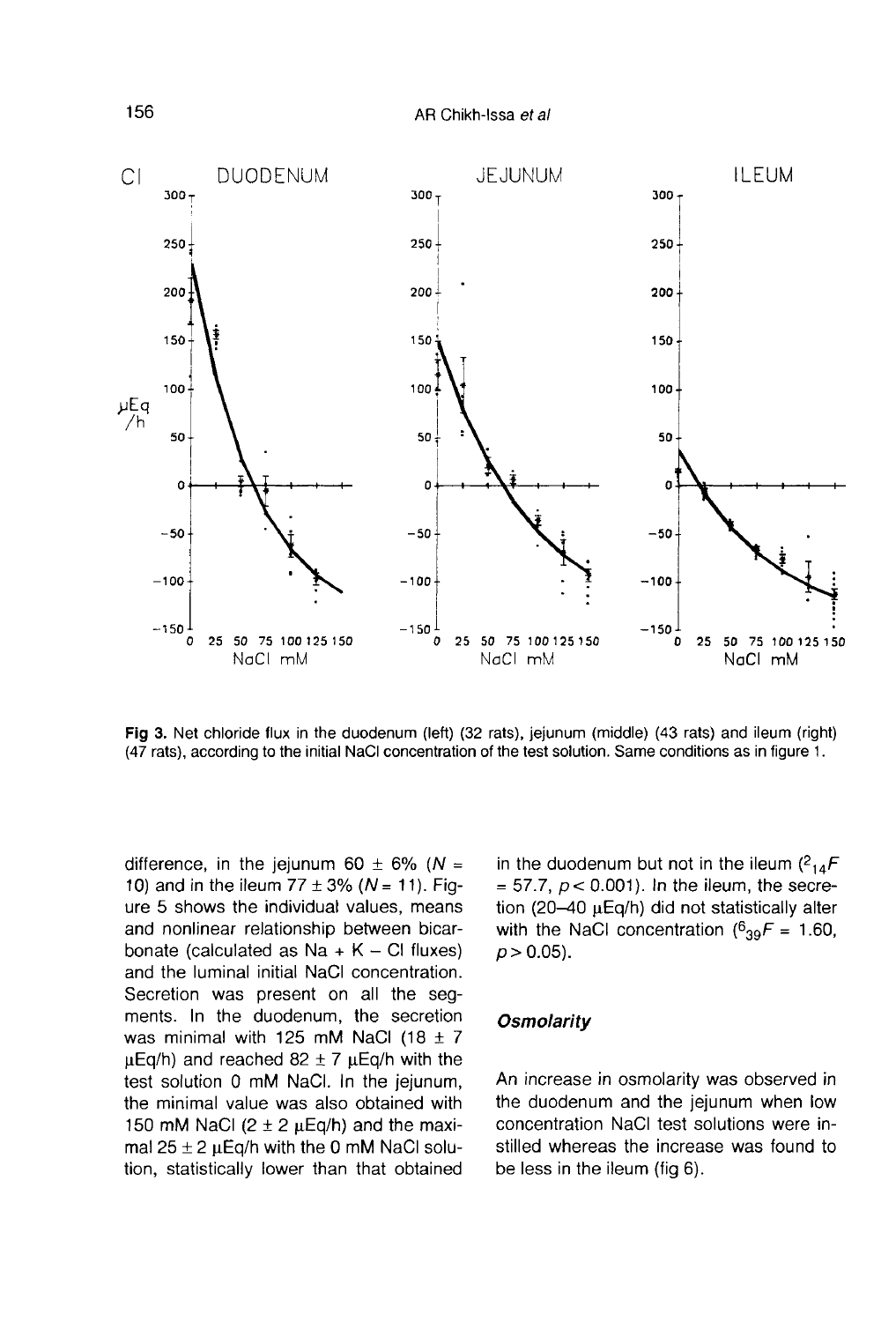Fig 3. Net chloride flux in the duodenum (left) (32 rats), jejunum (middle) (43 rats) and ileum (right) (47 rats), according to the initial NaCl concentration of the test solution. Same conditions as in figure 1.

difference, in the jejunum 60 ± 6% ($N$ = 10) and in the ileum 77 ± 3% ($N$ = 11). Figure 5 shows the individual values, means and nonlinear relationship between bicarbonate (calculated as Na + K – Cl fluxes) and the luminal initial NaCl concentration. Secretion was present on all the segments. In the duodenum, the secretion was minimal with 125 mM NaCl (18 ± 7 μEq/h) and reached 82 ± 7 μEq/h with the test solution 0 mM NaCl. In the jejunum, the minimal value was also obtained with 150 mM NaCl (2 ± 2 μEq/h) and the maximal 25 ± 2 μEq/h with the 0 mM NaCl solution, statistically lower than that obtained in the duodenum but not in the ileum (${}^{2}{}_{14}F$ = 57.7, $p < 0.001$). In the ileum, the secretion (20–40 μEq/h) did not statistically alter with the NaCl concentration (${}^{6}{}_{39}F$ = 1.60, $p > 0.05$).

### Osmolarity

An increase in osmolarity was observed in the duodenum and the jejunum when low concentration NaCl test solutions were instilled whereas the increase was found to be less in the ileum (fig 6).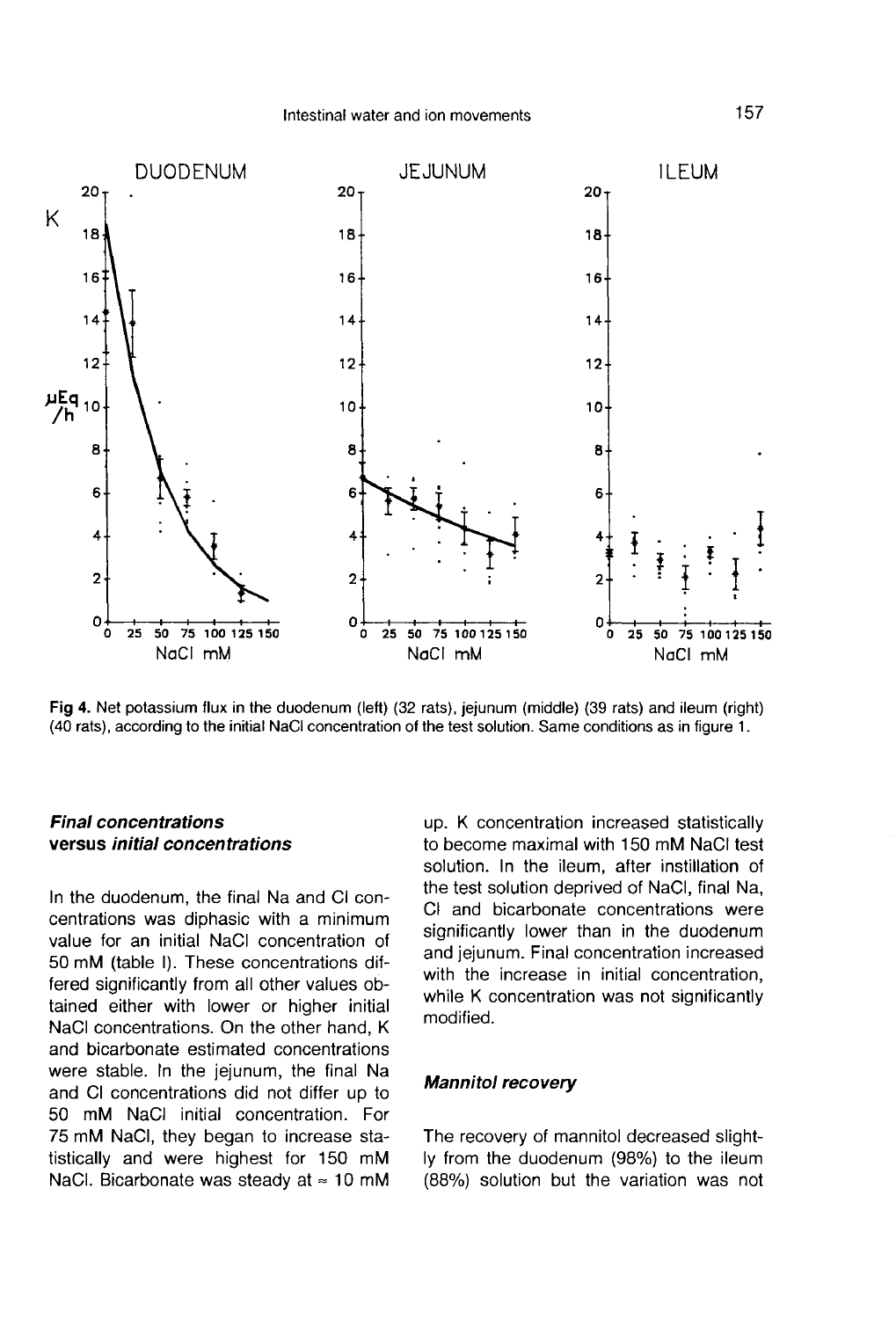Fig 4. Net potassium flux in the duodenum (left) (32 rats), jejunum (middle) (39 rats) and ileum (right) (40 rats), according to the initial NaCl concentration of the test solution. Same conditions as in figure 1.

### *Final concentrations versus initial concentrations*

In the duodenum, the final Na and Cl concentrations was diphasic with a minimum value for an initial NaCl concentration of 50 mM (table I). These concentrations differed significantly from all other values obtained either with lower or higher initial NaCl concentrations. On the other hand, K and bicarbonate estimated concentrations were stable. In the jejunum, the final Na and Cl concentrations did not differ up to 50 mM NaCl initial concentration. For 75 mM NaCl, they began to increase statistically and were highest for 150 mM NaCl. Bicarbonate was steady at ≈ 10 mM up. K concentration increased statistically to become maximal with 150 mM NaCl test solution. In the ileum, after instillation of the test solution deprived of NaCl, final Na, Cl and bicarbonate concentrations were significantly lower than in the duodenum and jejunum. Final concentration increased with the increase in initial concentration, while K concentration was not significantly modified.

### *Mannitol recovery*

The recovery of mannitol decreased slightly from the duodenum (98%) to the ileum (88%) solution but the variation was not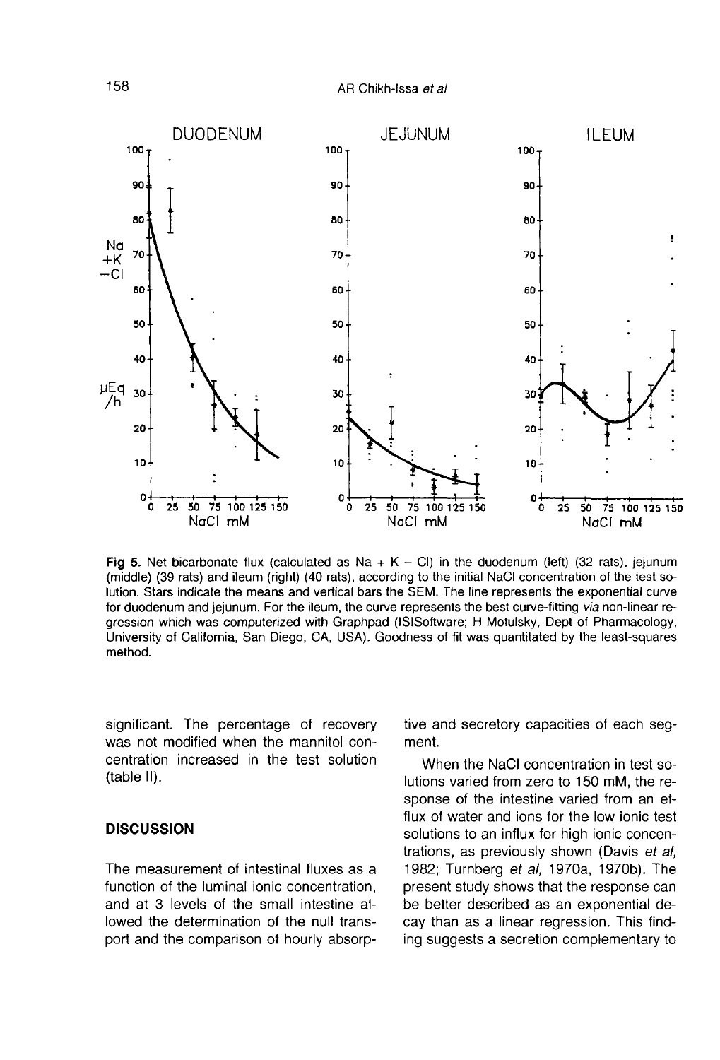Fig 5. Net bicarbonate flux (calculated as Na + K − Cl) in the duodenum (left) (32 rats), jejunum (middle) (39 rats) and ileum (right) (40 rats), according to the initial NaCl concentration of the test solution. Stars indicate the means and vertical bars the SEM. The line represents the exponential curve for duodenum and jejunum. For the ileum, the curve represents the best curve-fitting *via* non-linear regression which was computerized with Graphpad (ISISoftware; H Motulsky, Dept of Pharmacology, University of California, San Diego, CA, USA). Goodness of fit was quantitated by the least-squares method.

significant. The percentage of recovery was not modified when the mannitol concentration increased in the test solution (table II).

## DISCUSSION

The measurement of intestinal fluxes as a function of the luminal ionic concentration, and at 3 levels of the small intestine allowed the determination of the null transport and the comparison of hourly absorptive and secretory capacities of each segment.

When the NaCl concentration in test solutions varied from zero to 150 mM, the response of the intestine varied from an efflux of water and ions for the low ionic test solutions to an influx for high ionic concentrations, as previously shown (Davis *et al*, 1982; Turnberg *et al*, 1970a, 1970b). The present study shows that the response can be better described as an exponential decay than as a linear regression. This finding suggests a secretion complementary to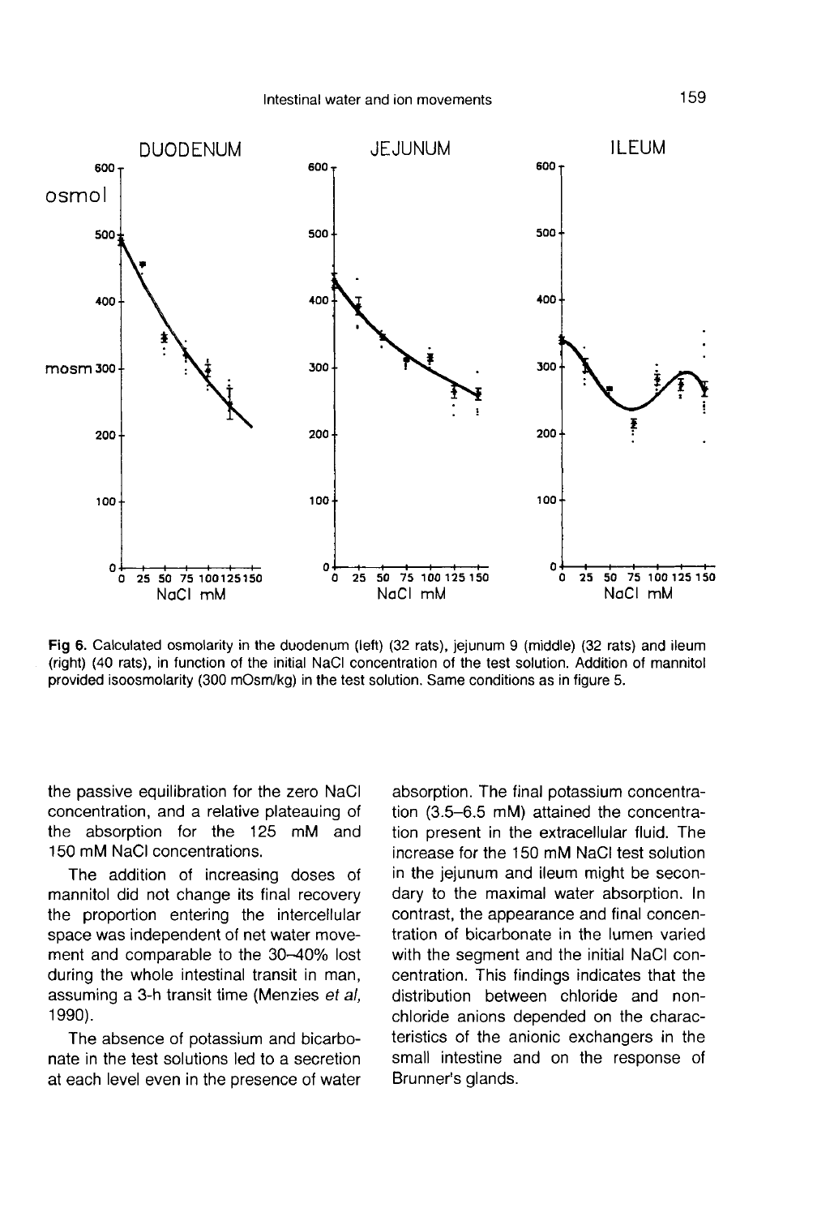**Fig 6.** Calculated osmolarity in the duodenum (left) (32 rats), jejunum 9 (middle) (32 rats) and ileum (right) (40 rats), in function of the initial NaCl concentration of the test solution. Addition of mannitol provided isoosmolarity (300 mOsm/kg) in the test solution. Same conditions as in figure 5.

the passive equilibration for the zero NaCl concentration, and a relative plateauing of the absorption for the 125 mM and 150 mM NaCl concentrations.

The addition of increasing doses of mannitol did not change its final recovery the proportion entering the intercellular space was independent of net water movement and comparable to the 30–40% lost during the whole intestinal transit in man, assuming a 3-h transit time (Menzies *et al*, 1990).

The absence of potassium and bicarbonate in the test solutions led to a secretion at each level even in the presence of water absorption. The final potassium concentration (3.5–6.5 mM) attained the concentration present in the extracellular fluid. The increase for the 150 mM NaCl test solution in the jejunum and ileum might be secondary to the maximal water absorption. In contrast, the appearance and final concentration of bicarbonate in the lumen varied with the segment and the initial NaCl concentration. This findings indicates that the distribution between chloride and non-chloride anions depended on the characteristics of the anionic exchangers in the small intestine and on the response of Brunner's glands.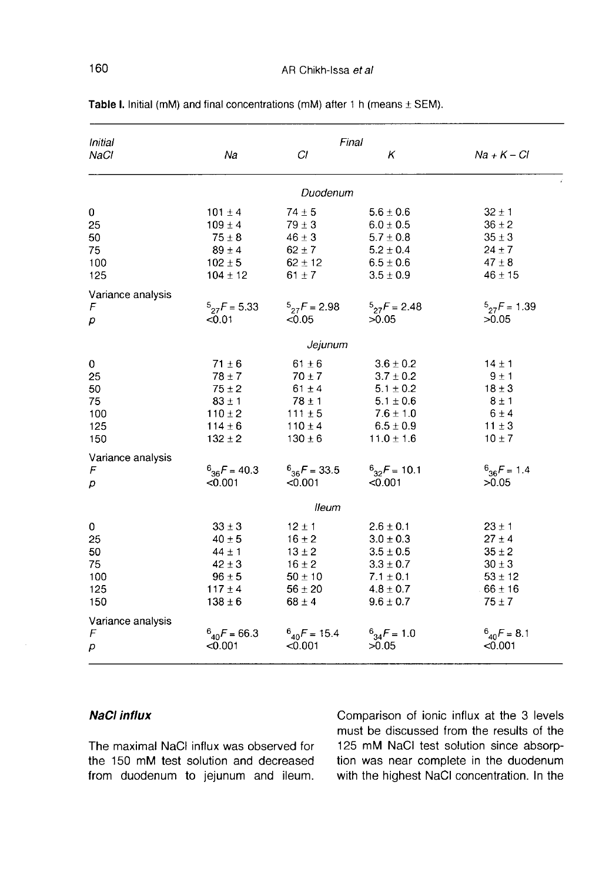**Table I.** Initial (mM) and final concentrations (mM) after 1 h (means ± SEM).

| *Initial NaCl* | *Final* | | | |
|---|---|---|---|---|
| | *Na* | *Cl* | *K* | *Na + K – Cl* |
| | | *Duodenum* | | |
| 0 | 101 ± 4 | 74 ± 5 | 5.6 ± 0.6 | 32 ± 1 |
| 25 | 109 ± 4 | 79 ± 3 | 6.0 ± 0.5 | 36 ± 2 |
| 50 | 75 ± 8 | 46 ± 3 | 5.7 ± 0.8 | 35 ± 3 |
| 75 | 89 ± 4 | 62 ± 7 | 5.2 ± 0.4 | 24 ± 7 |
| 100 | 102 ± 5 | 62 ± 12 | 6.5 ± 0.6 | 47 ± 8 |
| 125 | 104 ± 12 | 61 ± 7 | 3.5 ± 0.9 | 46 ± 15 |
| Variance analysis | | | | |
| *F* | ${}^{5}_{27}F = 5.33$ | ${}^{5}_{27}F = 2.98$ | ${}^{5}_{27}F = 2.48$ | ${}^{5}_{27}F = 1.39$ |
| *p* | $<0.01$ | $<0.05$ | $>0.05$ | $>0.05$ |
| | | *Jejunum* | | |
| 0 | 71 ± 6 | 61 ± 6 | 3.6 ± 0.2 | 14 ± 1 |
| 25 | 78 ± 7 | 70 ± 7 | 3.7 ± 0.2 | 9 ± 1 |
| 50 | 75 ± 2 | 61 ± 4 | 5.1 ± 0.2 | 18 ± 3 |
| 75 | 83 ± 1 | 78 ± 1 | 5.1 ± 0.6 | 8 ± 1 |
| 100 | 110 ± 2 | 111 ± 5 | 7.6 ± 1.0 | 6 ± 4 |
| 125 | 114 ± 6 | 110 ± 4 | 6.5 ± 0.9 | 11 ± 3 |
| 150 | 132 ± 2 | 130 ± 6 | 11.0 ± 1.6 | 10 ± 7 |
| Variance analysis | | | | |
| *F* | ${}^{6}_{36}F = 40.3$ | ${}^{6}_{36}F = 33.5$ | ${}^{6}_{32}F = 10.1$ | ${}^{6}_{36}F = 1.4$ |
| *p* | $<0.001$ | $<0.001$ | $<0.001$ | $>0.05$ |
| | | *Ileum* | | |
| 0 | 33 ± 3 | 12 ± 1 | 2.6 ± 0.1 | 23 ± 1 |
| 25 | 40 ± 5 | 16 ± 2 | 3.0 ± 0.3 | 27 ± 4 |
| 50 | 44 ± 1 | 13 ± 2 | 3.5 ± 0.5 | 35 ± 2 |
| 75 | 42 ± 3 | 16 ± 2 | 3.3 ± 0.7 | 30 ± 3 |
| 100 | 96 ± 5 | 50 ± 10 | 7.1 ± 0.1 | 53 ± 12 |
| 125 | 117 ± 4 | 56 ± 20 | 4.8 ± 0.7 | 66 ± 16 |
| 150 | 138 ± 6 | 68 ± 4 | 9.6 ± 0.7 | 75 ± 7 |
| Variance analysis | | | | |
| *F* | ${}^{6}_{40}F = 66.3$ | ${}^{6}_{40}F = 15.4$ | ${}^{6}_{34}F = 1.0$ | ${}^{6}_{40}F = 8.1$ |
| *p* | $<0.001$ | $<0.001$ | $>0.05$ | $<0.001$ |

### *NaCl influx*

The maximal NaCl influx was observed for the 150 mM test solution and decreased from duodenum to jejunum and ileum. Comparison of ionic influx at the 3 levels must be discussed from the results of the 125 mM NaCl test solution since absorption was near complete in the duodenum with the highest NaCl concentration. In the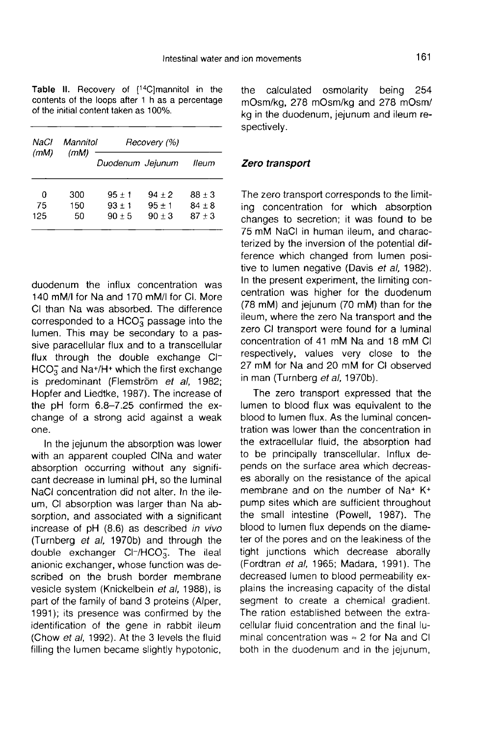**Table II.** Recovery of [$^{14}$C]mannitol in the contents of the loops after 1 h as a percentage of the initial content taken as 100%.

| *NaCl (mM)* | *Mannitol (mM)* | *Recovery (%)* | | |
|---|---|---|---|---|
| | | *Duodenum* | *Jejunum* | *Ileum* |
| 0 | 300 | 95 ± 1 | 94 ± 2 | 88 ± 3 |
| 75 | 150 | 93 ± 1 | 95 ± 1 | 84 ± 8 |
| 125 | 50 | 90 ± 5 | 90 ± 3 | 87 ± 3 |

duodenum the influx concentration was 140 mM/l for Na and 170 mM/l for Cl. More Cl than Na was absorbed. The difference corresponded to a $HCO_3^-$ passage into the lumen. This may be secondary to a passive paracellular flux and to a transcellular flux through the double exchange $Cl^-$-$HCO_3^-$ and $Na^+/H^+$ which the first exchange is predominant (Flemström *et al*, 1982; Hopfer and Liedtke, 1987). The increase of the pH form 6.8–7.25 confirmed the exchange of a strong acid against a weak one.

In the jejunum the absorption was lower with an apparent coupled ClNa and water absorption occurring without any significant decrease in luminal pH, so the luminal NaCl concentration did not alter. In the ileum, Cl absorption was larger than Na absorption, and associated with a significant increase of pH (8.6) as described *in vivo* (Turnberg *et al*, 1970b) and through the double exchanger $Cl^-/HCO_3^-$. The ileal anionic exchanger, whose function was described on the brush border membrane vesicle system (Knickelbein *et al*, 1988), is part of the family of band 3 proteins (Alper, 1991); its presence was confirmed by the identification of the gene in rabbit ileum (Chow *et al*, 1992). At the 3 levels the fluid filling the lumen became slightly hypotonic, the calculated osmolarity being 254 mOsm/kg, 278 mOsm/kg and 278 mOsm/kg in the duodenum, jejunum and ileum respectively.

### *Zero transport*

The zero transport corresponds to the limiting concentration for which absorption changes to secretion; it was found to be 75 mM NaCl in human ileum, and characterized by the inversion of the potential difference which changed from lumen positive to lumen negative (Davis *et al*, 1982). In the present experiment, the limiting concentration was higher for the duodenum (78 mM) and jejunum (70 mM) than for the ileum, where the zero Na transport and the zero Cl transport were found for a luminal concentration of 41 mM Na and 18 mM Cl respectively, values very close to the 27 mM for Na and 20 mM for Cl observed in man (Turnberg *et al*, 1970b).

The zero transport expressed that the lumen to blood flux was equivalent to the blood to lumen flux. As the luminal concentration was lower than the concentration in the extracellular fluid, the absorption had to be principally transcellular. Influx depends on the surface area which decreases aborally on the resistance of the apical membrane and on the number of $Na^+$ $K^+$ pump sites which are sufficient throughout the small intestine (Powell, 1987). The blood to lumen flux depends on the diameter of the pores and on the leakiness of the tight junctions which decrease aborally (Fordtran *et al*, 1965; Madara, 1991). The decreased lumen to blood permeability explains the increasing capacity of the distal segment to create a chemical gradient. The ration established between the extracellular fluid concentration and the final luminal concentration was ≈ 2 for Na and Cl both in the duodenum and in the jejunum,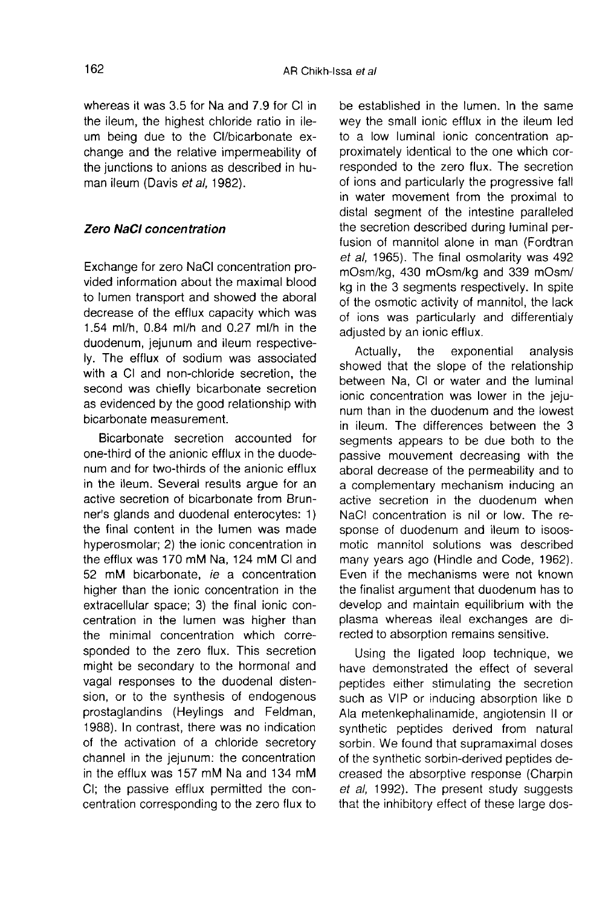whereas it was 3.5 for Na and 7.9 for Cl in the ileum, the highest chloride ratio in ileum being due to the Cl/bicarbonate exchange and the relative impermeability of the junctions to anions as described in human ileum (Davis *et al*, 1982).

### *Zero NaCl concentration*

Exchange for zero NaCl concentration provided information about the maximal blood to lumen transport and showed the aboral decrease of the efflux capacity which was 1.54 ml/h, 0.84 ml/h and 0.27 ml/h in the duodenum, jejunum and ileum respectively. The efflux of sodium was associated with a Cl and non-chloride secretion, the second was chiefly bicarbonate secretion as evidenced by the good relationship with bicarbonate measurement.

Bicarbonate secretion accounted for one-third of the anionic efflux in the duodenum and for two-thirds of the anionic efflux in the ileum. Several results argue for an active secretion of bicarbonate from Brunner's glands and duodenal enterocytes: 1) the final content in the lumen was made hyperosmolar; 2) the ionic concentration in the efflux was 170 mM Na, 124 mM Cl and 52 mM bicarbonate, *ie* a concentration higher than the ionic concentration in the extracellular space; 3) the final ionic concentration in the lumen was higher than the minimal concentration which corresponded to the zero flux. This secretion might be secondary to the hormonal and vagal responses to the duodenal distension, or to the synthesis of endogenous prostaglandins (Heylings and Feldman, 1988). In contrast, there was no indication of the activation of a chloride secretory channel in the jejunum: the concentration in the efflux was 157 mM Na and 134 mM Cl; the passive efflux permitted the concentration corresponding to the zero flux to be established in the lumen. In the same wey the small ionic efflux in the ileum led to a low luminal ionic concentration approximately identical to the one which corresponded to the zero flux. The secretion of ions and particularly the progressive fall in water movement from the proximal to distal segment of the intestine paralleled the secretion described during luminal perfusion of mannitol alone in man (Fordtran *et al*, 1965). The final osmolarity was 492 mOsm/kg, 430 mOsm/kg and 339 mOsm/kg in the 3 segments respectively. In spite of the osmotic activity of mannitol, the lack of ions was particularly and differentialy adjusted by an ionic efflux.

Actually, the exponential analysis showed that the slope of the relationship between Na, Cl or water and the luminal ionic concentration was lower in the jejunum than in the duodenum and the lowest in ileum. The differences between the 3 segments appears to be due both to the passive mouvement decreasing with the aboral decrease of the permeability and to a complementary mechanism inducing an active secretion in the duodenum when NaCl concentration is nil or low. The response of duodenum and ileum to isoosmotic mannitol solutions was described many years ago (Hindle and Code, 1962). Even if the mechanisms were not known the finalist argument that duodenum has to develop and maintain equilibrium with the plasma whereas ileal exchanges are directed to absorption remains sensitive.

Using the ligated loop technique, we have demonstrated the effect of several peptides either stimulating the secretion such as VIP or inducing absorption like D Ala metenkephalinamide, angiotensin II or synthetic peptides derived from natural sorbin. We found that supramaximal doses of the synthetic sorbin-derived peptides decreased the absorptive response (Charpin *et al*, 1992). The present study suggests that the inhibitory effect of these large dos-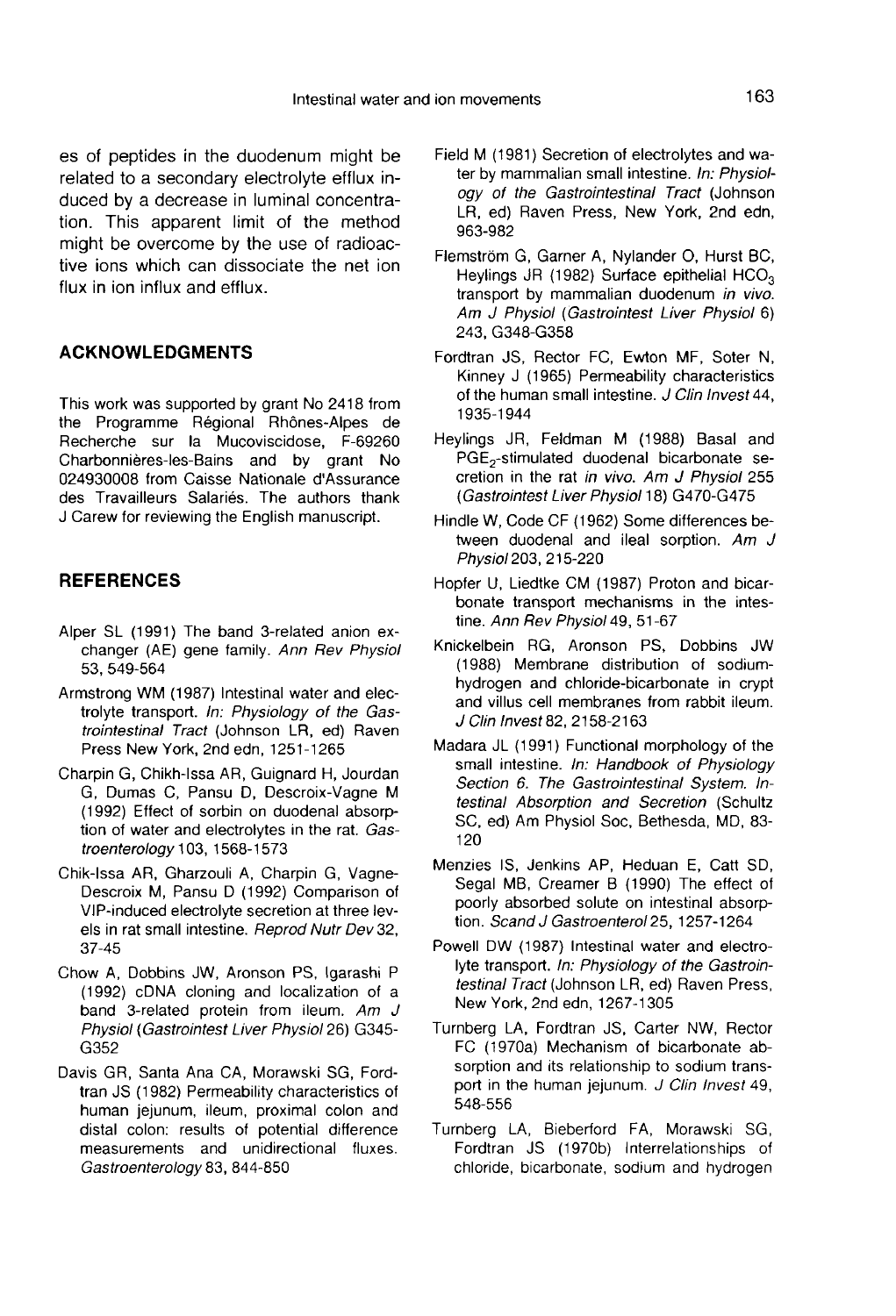es of peptides in the duodenum might be related to a secondary electrolyte efflux induced by a decrease in luminal concentration. This apparent limit of the method might be overcome by the use of radioactive ions which can dissociate the net ion flux in ion influx and efflux.

## ACKNOWLEDGMENTS

This work was supported by grant No 2418 from the Programme Régional Rhônes-Alpes de Recherche sur la Mucoviscidose, F-69260 Charbonnières-les-Bains and by grant No 024930008 from Caisse Nationale d'Assurance des Travailleurs Salariés. The authors thank J Carew for reviewing the English manuscript.

## REFERENCES

Alper SL (1991) The band 3-related anion exchanger (AE) gene family. *Ann Rev Physiol* 53, 549-564

Armstrong WM (1987) Intestinal water and electrolyte transport. *In: Physiology of the Gastrointestinal Tract* (Johnson LR, ed) Raven Press New York, 2nd edn, 1251-1265

Charpin G, Chikh-Issa AR, Guignard H, Jourdan G, Dumas C, Pansu D, Descroix-Vagne M (1992) Effect of sorbin on duodenal absorption of water and electrolytes in the rat. *Gastroenterology* 103, 1568-1573

Chik-Issa AR, Gharzouli A, Charpin G, Vagne-Descroix M, Pansu D (1992) Comparison of VIP-induced electrolyte secretion at three levels in rat small intestine. *Reprod Nutr Dev* 32, 37-45

Chow A, Dobbins JW, Aronson PS, Igarashi P (1992) cDNA cloning and localization of a band 3-related protein from ileum. *Am J Physiol* (*Gastrointest Liver Physiol* 26) G345-G352

Davis GR, Santa Ana CA, Morawski SG, Fordtran JS (1982) Permeability characteristics of human jejunum, ileum, proximal colon and distal colon: results of potential difference measurements and unidirectional fluxes. *Gastroenterology* 83, 844-850

Field M (1981) Secretion of electrolytes and water by mammalian small intestine. *In: Physiology of the Gastrointestinal Tract* (Johnson LR, ed) Raven Press, New York, 2nd edn, 963-982

Flemström G, Garner A, Nylander O, Hurst BC, Heylings JR (1982) Surface epithelial $HCO_3$ transport by mammalian duodenum *in vivo*. *Am J Physiol* (*Gastrointest Liver Physiol* 6) 243, G348-G358

Fordtran JS, Rector FC, Ewton MF, Soter N, Kinney J (1965) Permeability characteristics of the human small intestine. *J Clin Invest* 44, 1935-1944

Heylings JR, Feldman M (1988) Basal and $PGE_2$-stimulated duodenal bicarbonate secretion in the rat *in vivo*. *Am J Physiol* 255 (*Gastrointest Liver Physiol* 18) G470-G475

Hindle W, Code CF (1962) Some differences between duodenal and ileal sorption. *Am J Physiol* 203, 215-220

Hopfer U, Liedtke CM (1987) Proton and bicarbonate transport mechanisms in the intestine. *Ann Rev Physiol* 49, 51-67

Knickelbein RG, Aronson PS, Dobbins JW (1988) Membrane distribution of sodium-hydrogen and chloride-bicarbonate in crypt and villus cell membranes from rabbit ileum. *J Clin Invest* 82, 2158-2163

Madara JL (1991) Functional morphology of the small intestine. *In: Handbook of Physiology Section 6. The Gastrointestinal System. Intestinal Absorption and Secretion* (Schultz SC, ed) Am Physiol Soc, Bethesda, MD, 83-120

Menzies IS, Jenkins AP, Heduan E, Catt SD, Segal MB, Creamer B (1990) The effect of poorly absorbed solute on intestinal absorption. *Scand J Gastroenterol* 25, 1257-1264

Powell DW (1987) Intestinal water and electrolyte transport. *In: Physiology of the Gastrointestinal Tract* (Johnson LR, ed) Raven Press, New York, 2nd edn, 1267-1305

Turnberg LA, Fordtran JS, Carter NW, Rector FC (1970a) Mechanism of bicarbonate absorption and its relationship to sodium transport in the human jejunum. *J Clin Invest* 49, 548-556

Turnberg LA, Bieberdorf FA, Morawski SG, Fordtran JS (1970b) Interrelationships of chloride, bicarbonate, sodium and hydrogen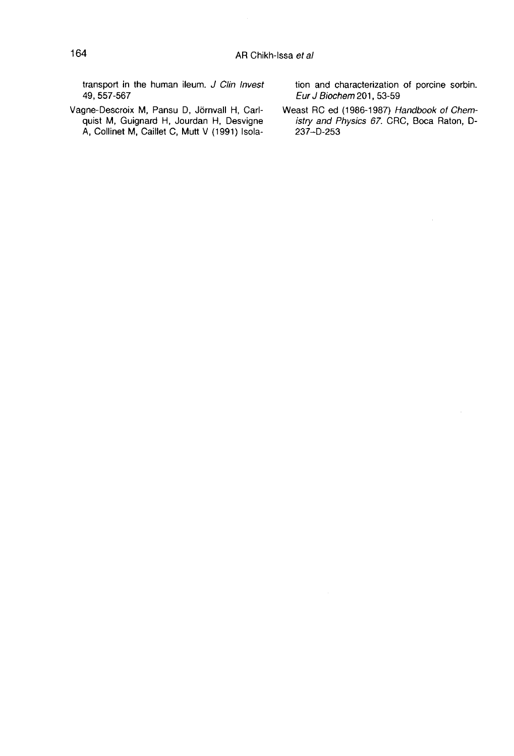transport in the human ileum. *J Clin Invest* 49, 557-567

Vagne-Descroix M, Pansu D, Jörnvall H, Carlquist M, Guignard H, Jourdan H, Desvigne A, Collinet M, Caillet C, Mutt V (1991) Isolation and characterization of porcine sorbin. *Eur J Biochem* 201, 53-59

Weast RC ed (1986-1987) *Handbook of Chemistry and Physics 67*. CRC, Boca Raton, D-237–D-253